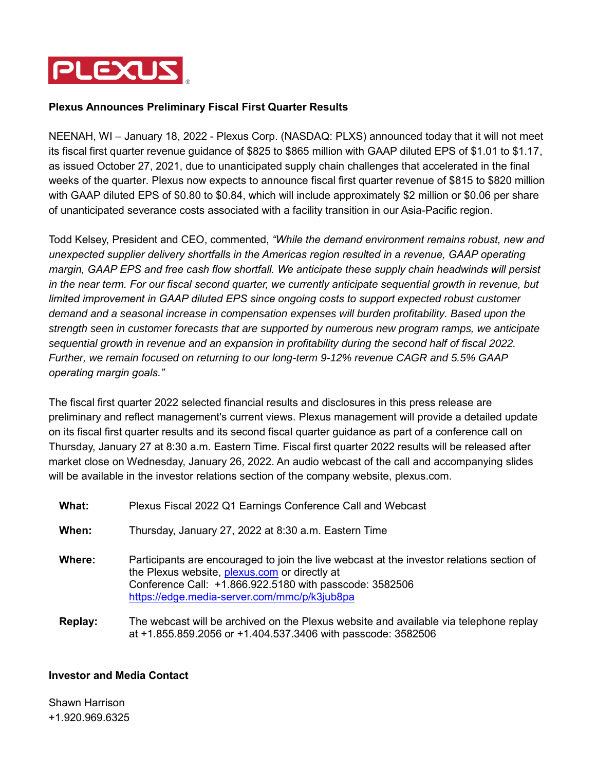PLEXUS®

**Plexus Announces Preliminary Fiscal First Quarter Results**

NEENAH, WI – January 18, 2022 - Plexus Corp. (NASDAQ: PLXS) announced today that it will not meet its fiscal first quarter revenue guidance of $825 to $865 million with GAAP diluted EPS of $1.01 to $1.17, as issued October 27, 2021, due to unanticipated supply chain challenges that accelerated in the final weeks of the quarter. Plexus now expects to announce fiscal first quarter revenue of $815 to $820 million with GAAP diluted EPS of $0.80 to $0.84, which will include approximately $2 million or $0.06 per share of unanticipated severance costs associated with a facility transition in our Asia-Pacific region.

Todd Kelsey, President and CEO, commented, *"While the demand environment remains robust, new and unexpected supplier delivery shortfalls in the Americas region resulted in a revenue, GAAP operating margin, GAAP EPS and free cash flow shortfall. We anticipate these supply chain headwinds will persist in the near term. For our fiscal second quarter, we currently anticipate sequential growth in revenue, but limited improvement in GAAP diluted EPS since ongoing costs to support expected robust customer demand and a seasonal increase in compensation expenses will burden profitability. Based upon the strength seen in customer forecasts that are supported by numerous new program ramps, we anticipate sequential growth in revenue and an expansion in profitability during the second half of fiscal 2022. Further, we remain focused on returning to our long-term 9-12% revenue CAGR and 5.5% GAAP operating margin goals."*

The fiscal first quarter 2022 selected financial results and disclosures in this press release are preliminary and reflect management's current views. Plexus management will provide a detailed update on its fiscal first quarter results and its second fiscal quarter guidance as part of a conference call on Thursday, January 27 at 8:30 a.m. Eastern Time. Fiscal first quarter 2022 results will be released after market close on Wednesday, January 26, 2022. An audio webcast of the call and accompanying slides will be available in the investor relations section of the company website, plexus.com.

**What:** Plexus Fiscal 2022 Q1 Earnings Conference Call and Webcast

**When:** Thursday, January 27, 2022 at 8:30 a.m. Eastern Time

**Where:** Participants are encouraged to join the live webcast at the investor relations section of the Plexus website, plexus.com or directly at
Conference Call: +1.866.922.5180 with passcode: 3582506
https://edge.media-server.com/mmc/p/k3jub8pa

**Replay:** The webcast will be archived on the Plexus website and available via telephone replay at +1.855.859.2056 or +1.404.537.3406 with passcode: 3582506

**Investor and Media Contact**

Shawn Harrison
+1.920.969.6325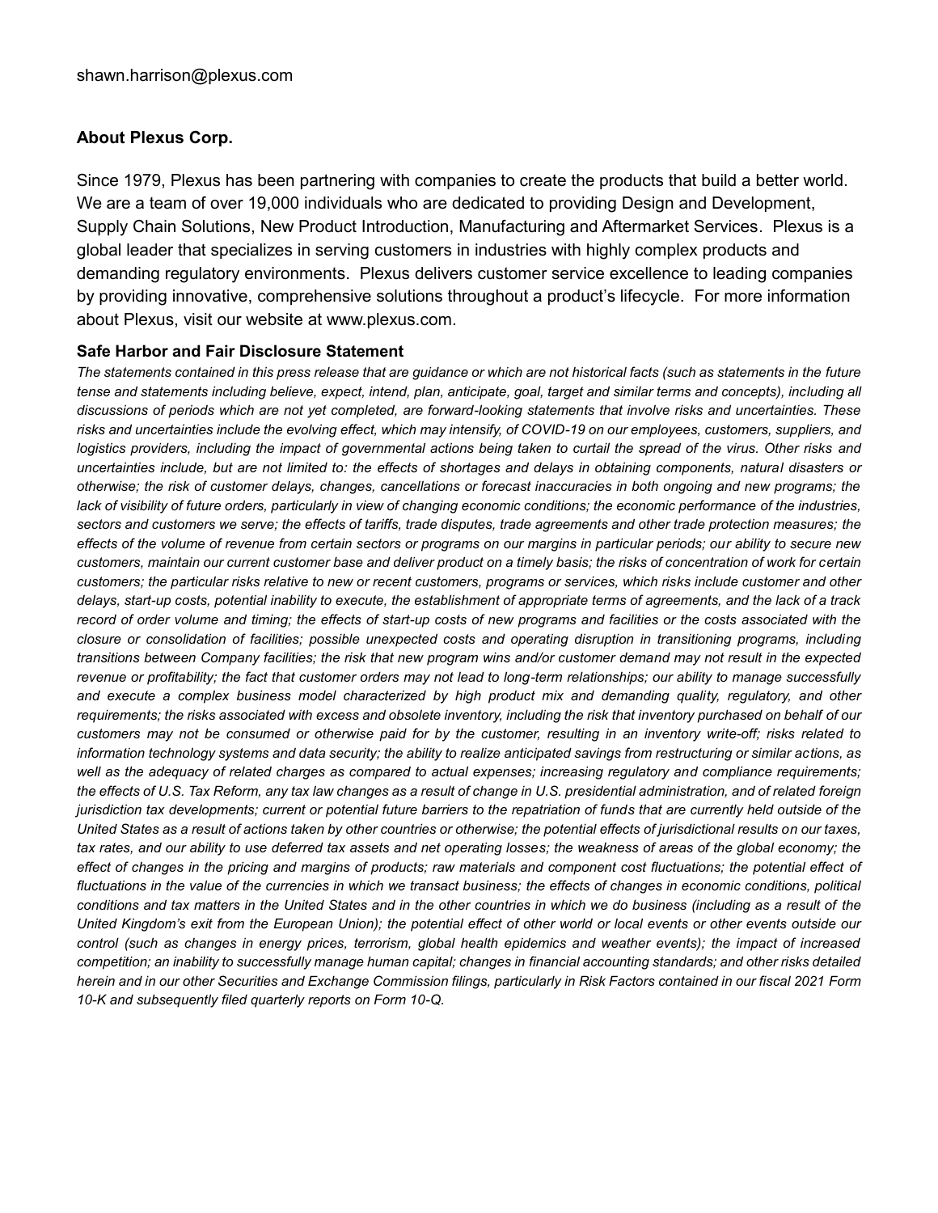shawn.harrison@plexus.com

**About Plexus Corp.**

Since 1979, Plexus has been partnering with companies to create the products that build a better world. We are a team of over 19,000 individuals who are dedicated to providing Design and Development, Supply Chain Solutions, New Product Introduction, Manufacturing and Aftermarket Services. Plexus is a global leader that specializes in serving customers in industries with highly complex products and demanding regulatory environments. Plexus delivers customer service excellence to leading companies by providing innovative, comprehensive solutions throughout a product's lifecycle. For more information about Plexus, visit our website at www.plexus.com.

**Safe Harbor and Fair Disclosure Statement**

*The statements contained in this press release that are guidance or which are not historical facts (such as statements in the future tense and statements including believe, expect, intend, plan, anticipate, goal, target and similar terms and concepts), including all discussions of periods which are not yet completed, are forward-looking statements that involve risks and uncertainties. These risks and uncertainties include the evolving effect, which may intensify, of COVID-19 on our employees, customers, suppliers, and logistics providers, including the impact of governmental actions being taken to curtail the spread of the virus. Other risks and uncertainties include, but are not limited to: the effects of shortages and delays in obtaining components, natural disasters or otherwise; the risk of customer delays, changes, cancellations or forecast inaccuracies in both ongoing and new programs; the lack of visibility of future orders, particularly in view of changing economic conditions; the economic performance of the industries, sectors and customers we serve; the effects of tariffs, trade disputes, trade agreements and other trade protection measures; the effects of the volume of revenue from certain sectors or programs on our margins in particular periods; our ability to secure new customers, maintain our current customer base and deliver product on a timely basis; the risks of concentration of work for certain customers; the particular risks relative to new or recent customers, programs or services, which risks include customer and other delays, start-up costs, potential inability to execute, the establishment of appropriate terms of agreements, and the lack of a track record of order volume and timing; the effects of start-up costs of new programs and facilities or the costs associated with the closure or consolidation of facilities; possible unexpected costs and operating disruption in transitioning programs, including transitions between Company facilities; the risk that new program wins and/or customer demand may not result in the expected revenue or profitability; the fact that customer orders may not lead to long-term relationships; our ability to manage successfully and execute a complex business model characterized by high product mix and demanding quality, regulatory, and other requirements; the risks associated with excess and obsolete inventory, including the risk that inventory purchased on behalf of our customers may not be consumed or otherwise paid for by the customer, resulting in an inventory write-off; risks related to information technology systems and data security; the ability to realize anticipated savings from restructuring or similar actions, as well as the adequacy of related charges as compared to actual expenses; increasing regulatory and compliance requirements; the effects of U.S. Tax Reform, any tax law changes as a result of change in U.S. presidential administration, and of related foreign jurisdiction tax developments; current or potential future barriers to the repatriation of funds that are currently held outside of the United States as a result of actions taken by other countries or otherwise; the potential effects of jurisdictional results on our taxes, tax rates, and our ability to use deferred tax assets and net operating losses; the weakness of areas of the global economy; the effect of changes in the pricing and margins of products; raw materials and component cost fluctuations; the potential effect of fluctuations in the value of the currencies in which we transact business; the effects of changes in economic conditions, political conditions and tax matters in the United States and in the other countries in which we do business (including as a result of the United Kingdom's exit from the European Union); the potential effect of other world or local events or other events outside our control (such as changes in energy prices, terrorism, global health epidemics and weather events); the impact of increased competition; an inability to successfully manage human capital; changes in financial accounting standards; and other risks detailed herein and in our other Securities and Exchange Commission filings, particularly in Risk Factors contained in our fiscal 2021 Form 10-K and subsequently filed quarterly reports on Form 10-Q.*